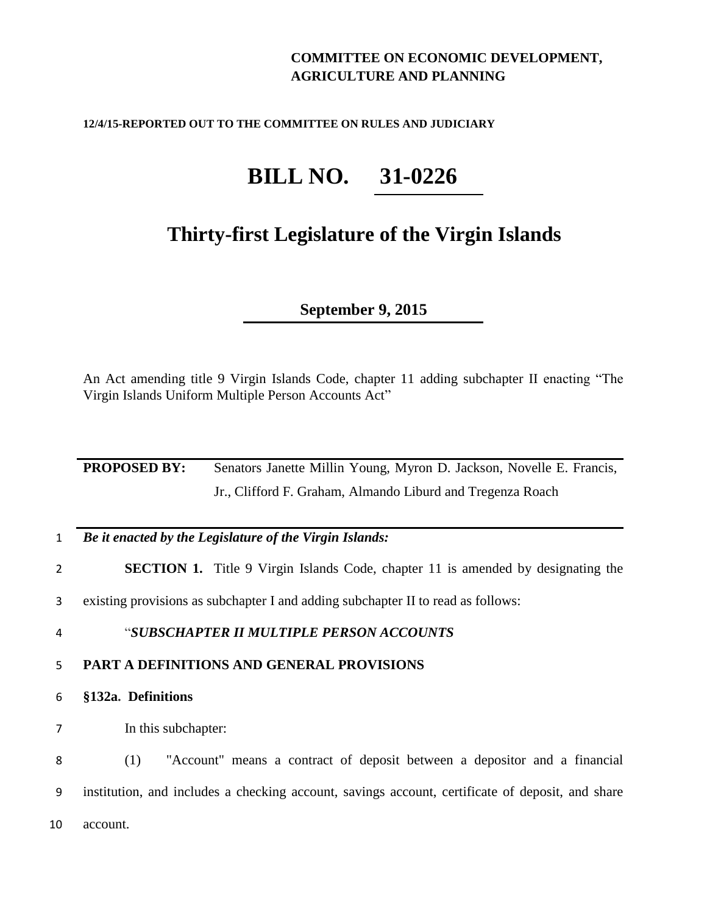**COMMITTEE ON ECONOMIC DEVELOPMENT, AGRICULTURE AND PLANNING**

**12/4/15-REPORTED OUT TO THE COMMITTEE ON RULES AND JUDICIARY**

# BILL NO. 31-0226

## Thirty-first Legislature of the Virgin Islands

**September 9, 2015**

An Act amending title 9 Virgin Islands Code, chapter 11 adding subchapter II enacting "The Virgin Islands Uniform Multiple Person Accounts Act"

**PROPOSED BY:** Senators Janette Millin Young, Myron D. Jackson, Novelle E. Francis, Jr., Clifford F. Graham, Almando Liburd and Tregenza Roach

***Be it enacted by the Legislature of the Virgin Islands:***

**SECTION 1.** Title 9 Virgin Islands Code, chapter 11 is amended by designating the existing provisions as subchapter I and adding subchapter II to read as follows:

"***SUBCHAPTER II MULTIPLE PERSON ACCOUNTS***

**PART A DEFINITIONS AND GENERAL PROVISIONS**

**§132a. Definitions**

In this subchapter:

(1) "Account" means a contract of deposit between a depositor and a financial institution, and includes a checking account, savings account, certificate of deposit, and share account.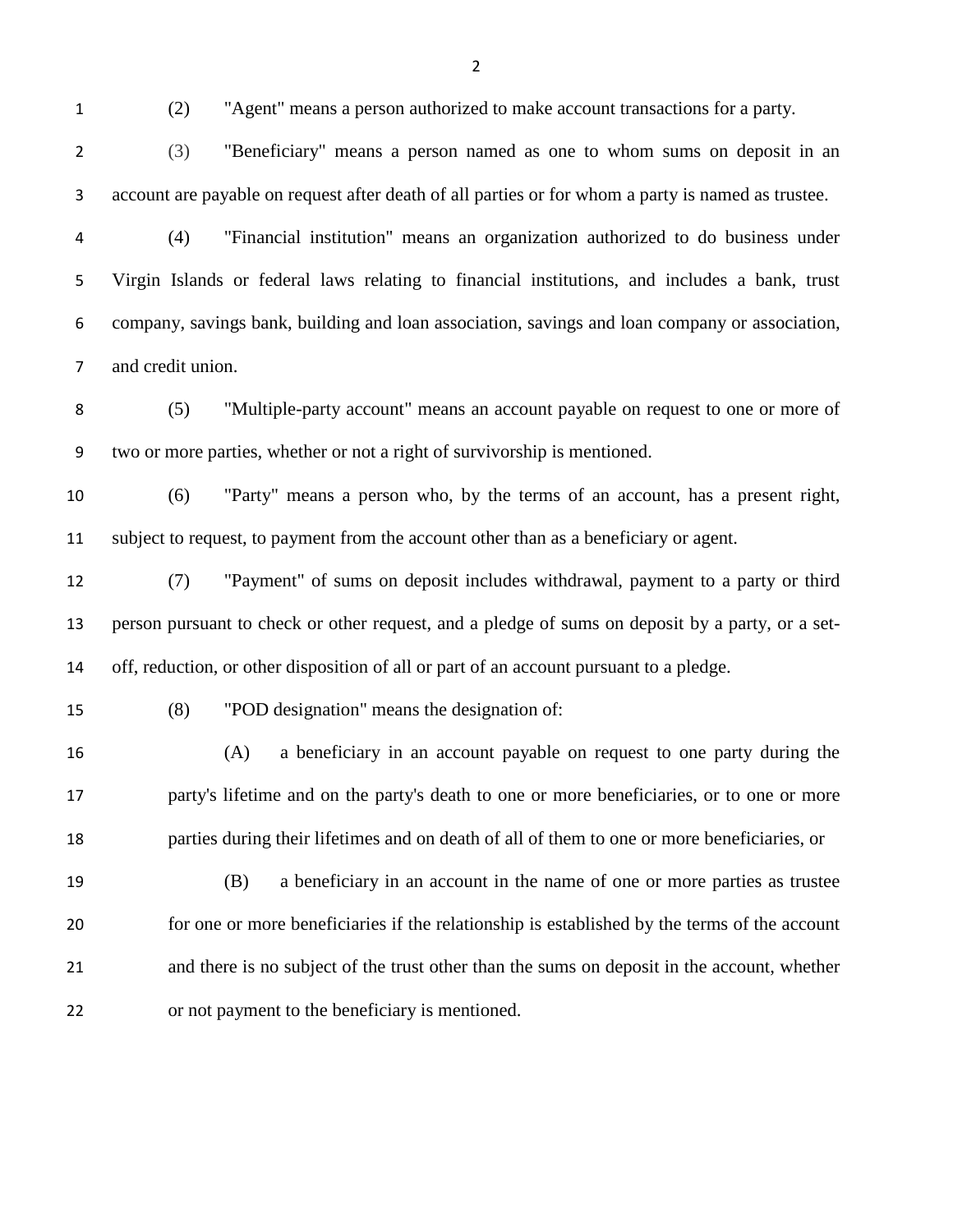(2) "Agent" means a person authorized to make account transactions for a party.

(3) "Beneficiary" means a person named as one to whom sums on deposit in an account are payable on request after death of all parties or for whom a party is named as trustee.

(4) "Financial institution" means an organization authorized to do business under Virgin Islands or federal laws relating to financial institutions, and includes a bank, trust company, savings bank, building and loan association, savings and loan company or association, and credit union.

(5) "Multiple-party account" means an account payable on request to one or more of two or more parties, whether or not a right of survivorship is mentioned.

(6) "Party" means a person who, by the terms of an account, has a present right, subject to request, to payment from the account other than as a beneficiary or agent.

(7) "Payment" of sums on deposit includes withdrawal, payment to a party or third person pursuant to check or other request, and a pledge of sums on deposit by a party, or a set-off, reduction, or other disposition of all or part of an account pursuant to a pledge.

(8) "POD designation" means the designation of:

(A) a beneficiary in an account payable on request to one party during the party's lifetime and on the party's death to one or more beneficiaries, or to one or more parties during their lifetimes and on death of all of them to one or more beneficiaries, or

(B) a beneficiary in an account in the name of one or more parties as trustee for one or more beneficiaries if the relationship is established by the terms of the account and there is no subject of the trust other than the sums on deposit in the account, whether or not payment to the beneficiary is mentioned.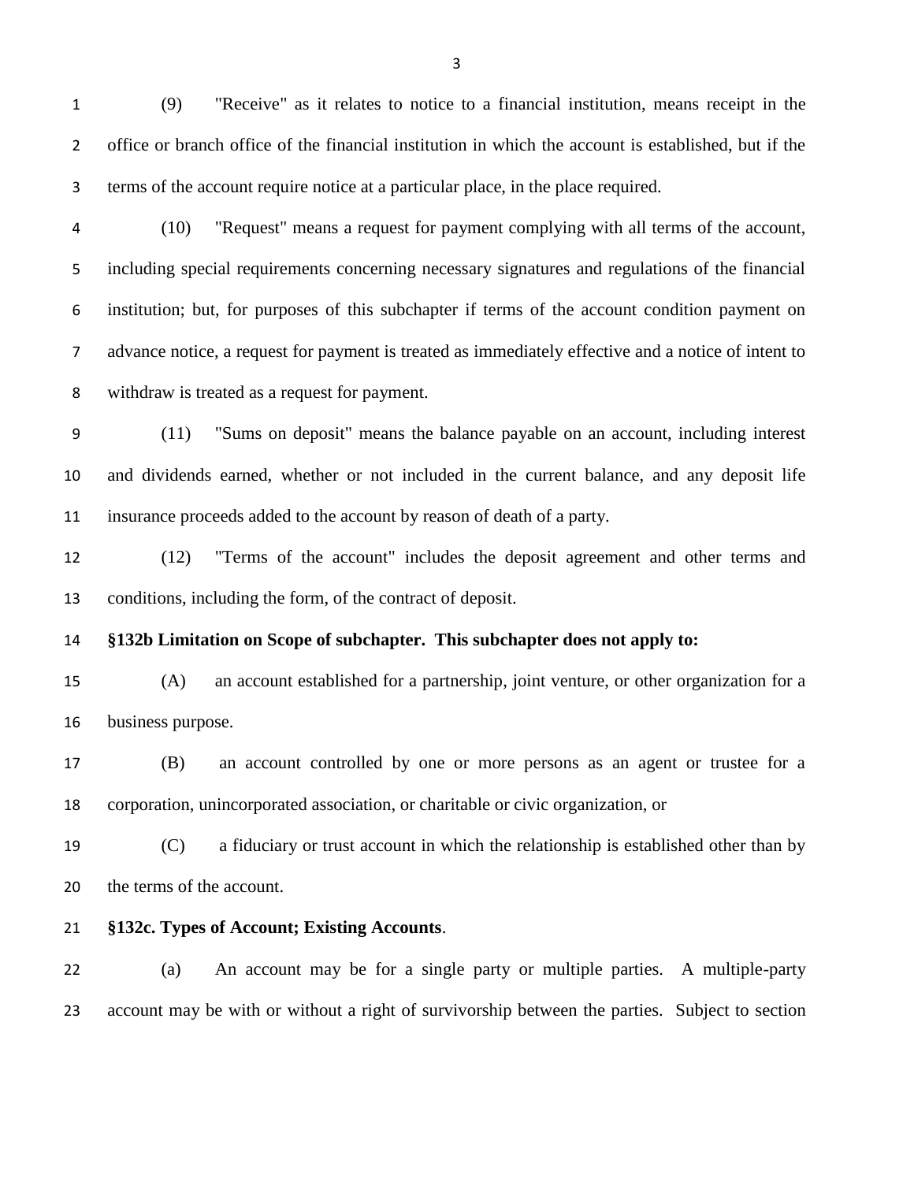(9) "Receive" as it relates to notice to a financial institution, means receipt in the office or branch office of the financial institution in which the account is established, but if the terms of the account require notice at a particular place, in the place required.

(10) "Request" means a request for payment complying with all terms of the account, including special requirements concerning necessary signatures and regulations of the financial institution; but, for purposes of this subchapter if terms of the account condition payment on advance notice, a request for payment is treated as immediately effective and a notice of intent to withdraw is treated as a request for payment.

(11) "Sums on deposit" means the balance payable on an account, including interest and dividends earned, whether or not included in the current balance, and any deposit life insurance proceeds added to the account by reason of death of a party.

(12) "Terms of the account" includes the deposit agreement and other terms and conditions, including the form, of the contract of deposit.

**§132b Limitation on Scope of subchapter. This subchapter does not apply to:**

(A) an account established for a partnership, joint venture, or other organization for a business purpose.

(B) an account controlled by one or more persons as an agent or trustee for a corporation, unincorporated association, or charitable or civic organization, or

(C) a fiduciary or trust account in which the relationship is established other than by the terms of the account.

**§132c. Types of Account; Existing Accounts**.

(a) An account may be for a single party or multiple parties. A multiple-party account may be with or without a right of survivorship between the parties. Subject to section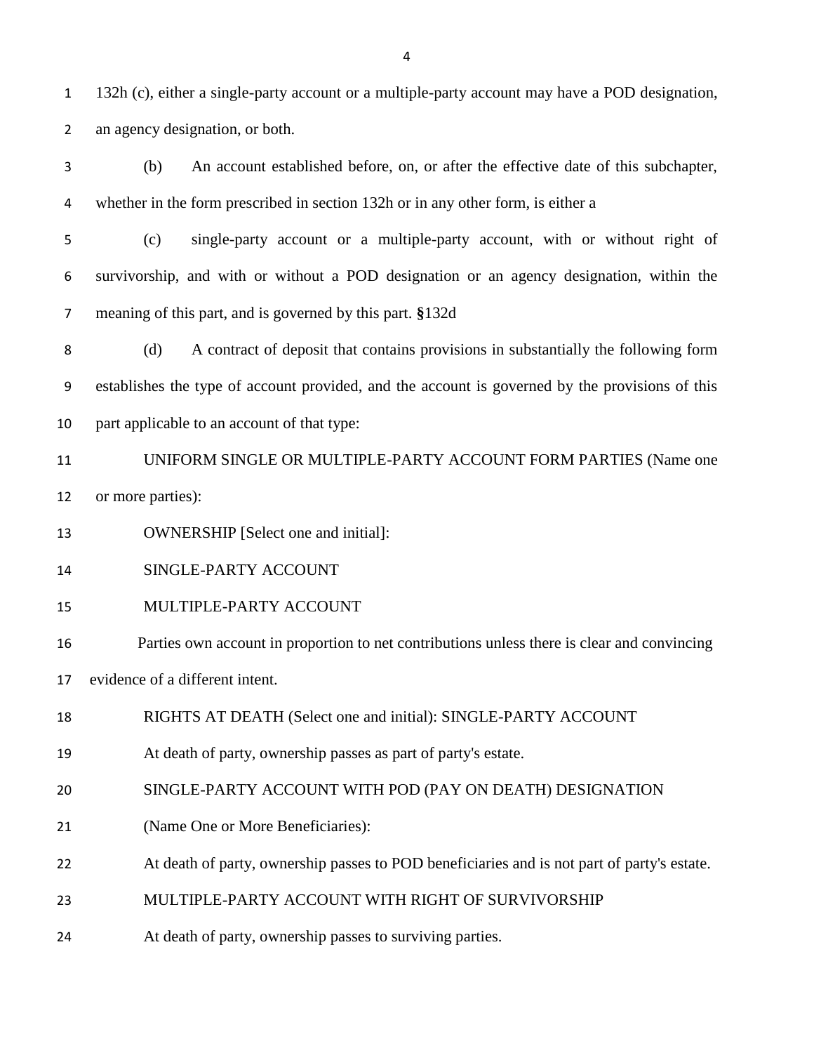132h (c), either a single-party account or a multiple-party account may have a POD designation, an agency designation, or both.

(b) An account established before, on, or after the effective date of this subchapter, whether in the form prescribed in section 132h or in any other form, is either a

(c) single-party account or a multiple-party account, with or without right of survivorship, and with or without a POD designation or an agency designation, within the meaning of this part, and is governed by this part. **§**132d

(d) A contract of deposit that contains provisions in substantially the following form establishes the type of account provided, and the account is governed by the provisions of this part applicable to an account of that type:

UNIFORM SINGLE OR MULTIPLE-PARTY ACCOUNT FORM PARTIES (Name one or more parties):

OWNERSHIP [Select one and initial]:

SINGLE-PARTY ACCOUNT

MULTIPLE-PARTY ACCOUNT

Parties own account in proportion to net contributions unless there is clear and convincing evidence of a different intent.

RIGHTS AT DEATH (Select one and initial): SINGLE-PARTY ACCOUNT

At death of party, ownership passes as part of party's estate.

SINGLE-PARTY ACCOUNT WITH POD (PAY ON DEATH) DESIGNATION

(Name One or More Beneficiaries):

At death of party, ownership passes to POD beneficiaries and is not part of party's estate.

MULTIPLE-PARTY ACCOUNT WITH RIGHT OF SURVIVORSHIP

At death of party, ownership passes to surviving parties.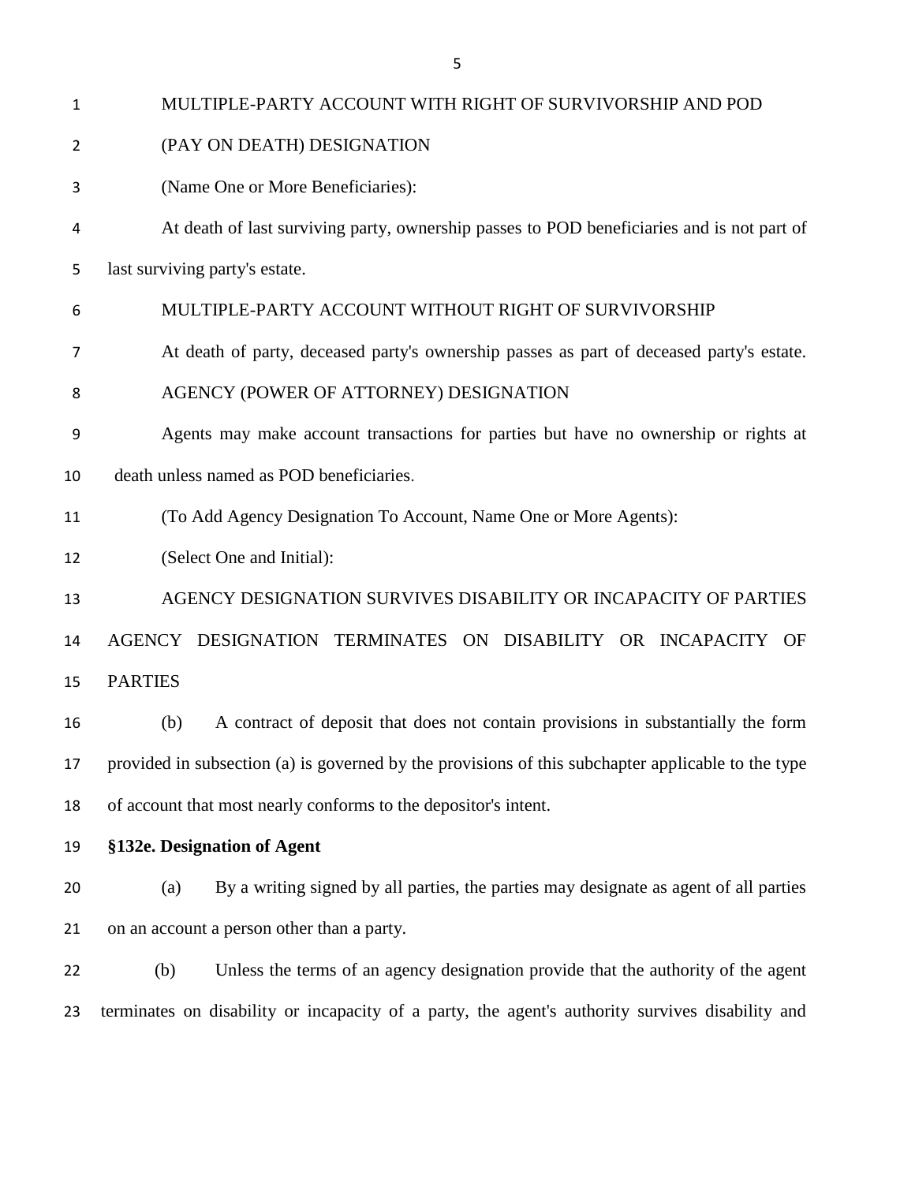MULTIPLE-PARTY ACCOUNT WITH RIGHT OF SURVIVORSHIP AND POD (PAY ON DEATH) DESIGNATION

(Name One or More Beneficiaries):

At death of last surviving party, ownership passes to POD beneficiaries and is not part of last surviving party's estate.

MULTIPLE-PARTY ACCOUNT WITHOUT RIGHT OF SURVIVORSHIP

At death of party, deceased party's ownership passes as part of deceased party's estate.

AGENCY (POWER OF ATTORNEY) DESIGNATION

Agents may make account transactions for parties but have no ownership or rights at death unless named as POD beneficiaries.

(To Add Agency Designation To Account, Name One or More Agents):

(Select One and Initial):

AGENCY DESIGNATION SURVIVES DISABILITY OR INCAPACITY OF PARTIES

AGENCY DESIGNATION TERMINATES ON DISABILITY OR INCAPACITY OF PARTIES

(b) A contract of deposit that does not contain provisions in substantially the form provided in subsection (a) is governed by the provisions of this subchapter applicable to the type of account that most nearly conforms to the depositor's intent.

**§132e. Designation of Agent**

(a) By a writing signed by all parties, the parties may designate as agent of all parties on an account a person other than a party.

(b) Unless the terms of an agency designation provide that the authority of the agent terminates on disability or incapacity of a party, the agent's authority survives disability and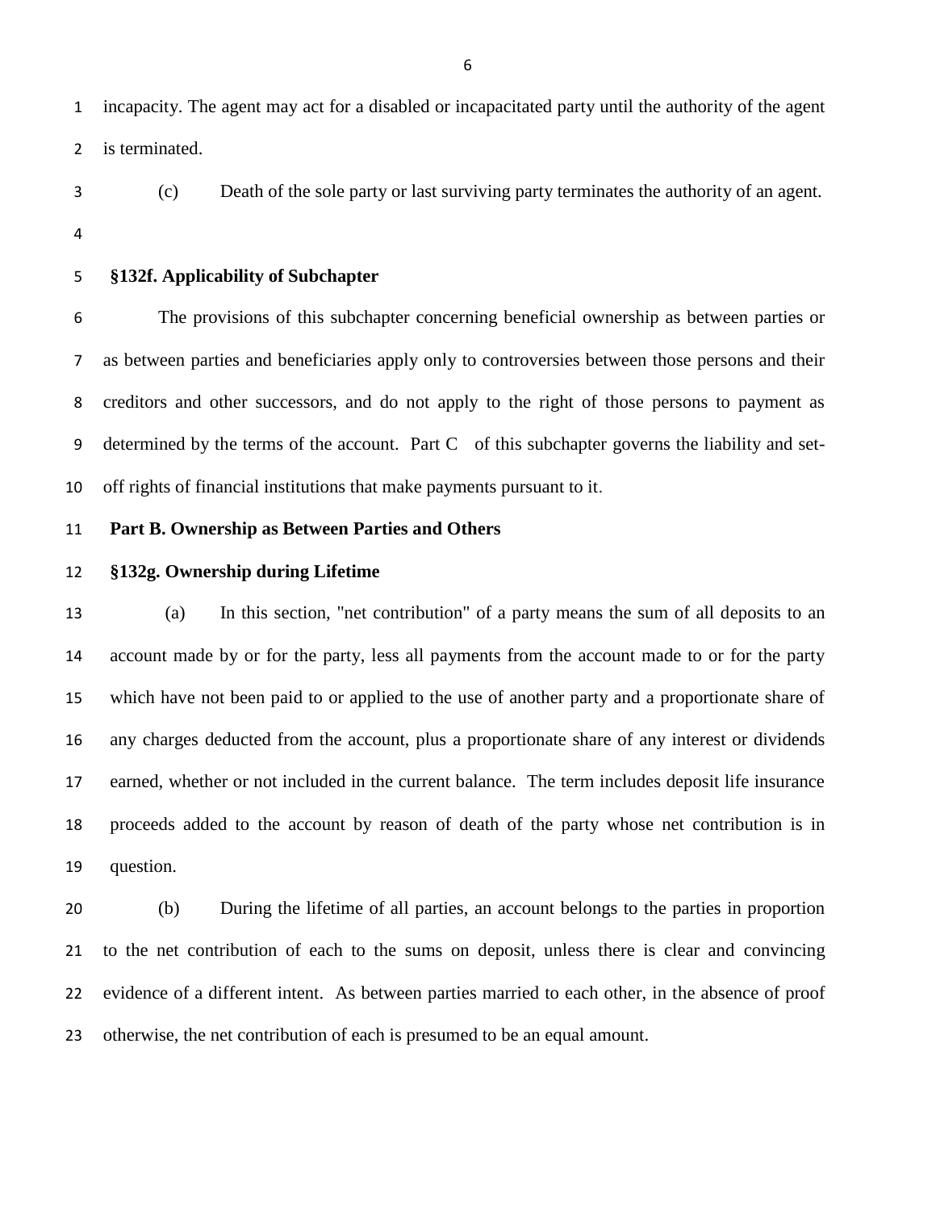incapacity. The agent may act for a disabled or incapacitated party until the authority of the agent is terminated.

(c) Death of the sole party or last surviving party terminates the authority of an agent.

### §132f. Applicability of Subchapter

The provisions of this subchapter concerning beneficial ownership as between parties or as between parties and beneficiaries apply only to controversies between those persons and their creditors and other successors, and do not apply to the right of those persons to payment as determined by the terms of the account. Part C of this subchapter governs the liability and set-off rights of financial institutions that make payments pursuant to it.

## Part B. Ownership as Between Parties and Others

### §132g. Ownership during Lifetime

(a) In this section, "net contribution" of a party means the sum of all deposits to an account made by or for the party, less all payments from the account made to or for the party which have not been paid to or applied to the use of another party and a proportionate share of any charges deducted from the account, plus a proportionate share of any interest or dividends earned, whether or not included in the current balance. The term includes deposit life insurance proceeds added to the account by reason of death of the party whose net contribution is in question.

(b) During the lifetime of all parties, an account belongs to the parties in proportion to the net contribution of each to the sums on deposit, unless there is clear and convincing evidence of a different intent. As between parties married to each other, in the absence of proof otherwise, the net contribution of each is presumed to be an equal amount.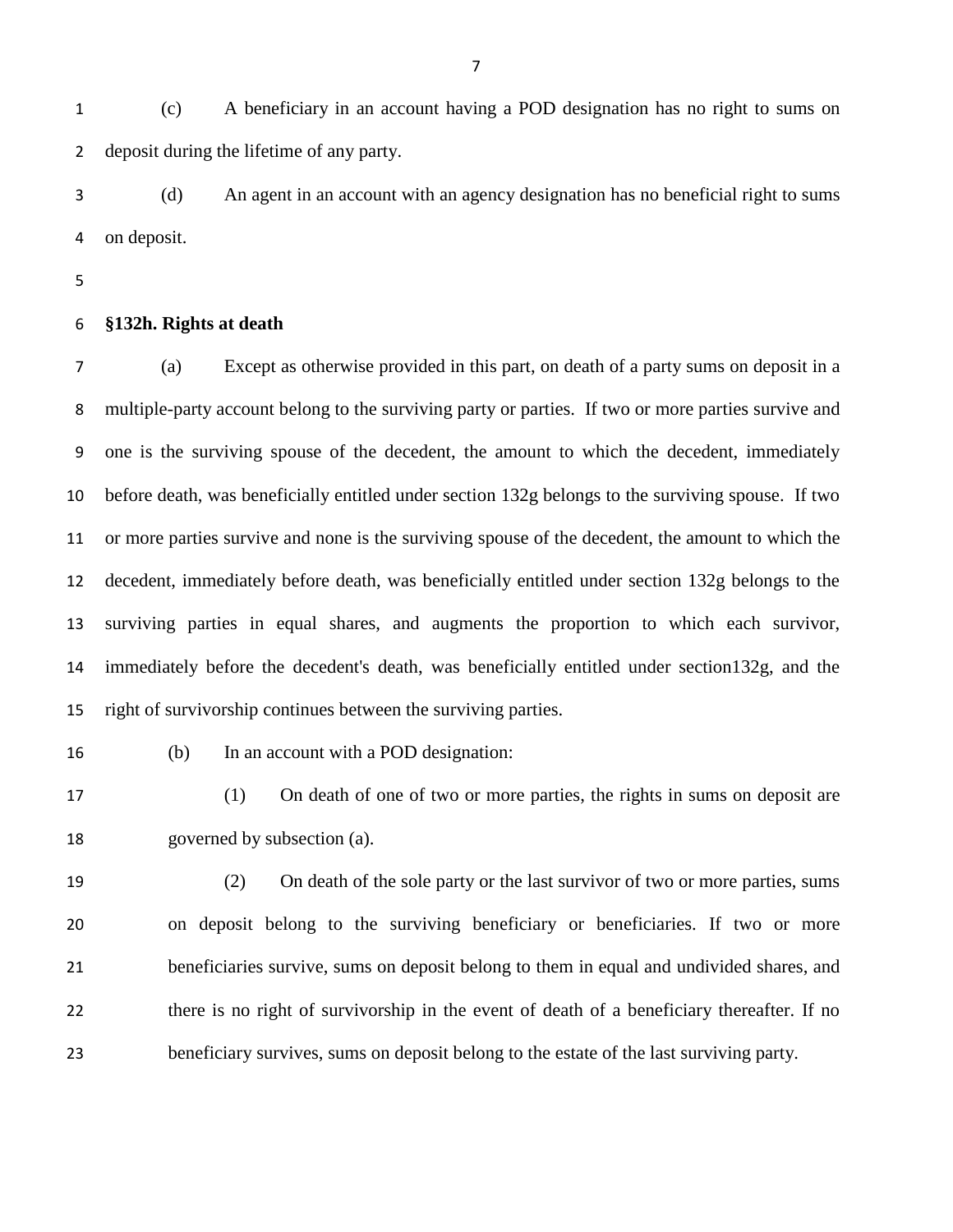(c) A beneficiary in an account having a POD designation has no right to sums on deposit during the lifetime of any party.

(d) An agent in an account with an agency designation has no beneficial right to sums on deposit.

**§132h. Rights at death**

(a) Except as otherwise provided in this part, on death of a party sums on deposit in a multiple-party account belong to the surviving party or parties. If two or more parties survive and one is the surviving spouse of the decedent, the amount to which the decedent, immediately before death, was beneficially entitled under section 132g belongs to the surviving spouse. If two or more parties survive and none is the surviving spouse of the decedent, the amount to which the decedent, immediately before death, was beneficially entitled under section 132g belongs to the surviving parties in equal shares, and augments the proportion to which each survivor, immediately before the decedent's death, was beneficially entitled under section132g, and the right of survivorship continues between the surviving parties.

(b) In an account with a POD designation:

(1) On death of one of two or more parties, the rights in sums on deposit are governed by subsection (a).

(2) On death of the sole party or the last survivor of two or more parties, sums on deposit belong to the surviving beneficiary or beneficiaries. If two or more beneficiaries survive, sums on deposit belong to them in equal and undivided shares, and there is no right of survivorship in the event of death of a beneficiary thereafter. If no beneficiary survives, sums on deposit belong to the estate of the last surviving party.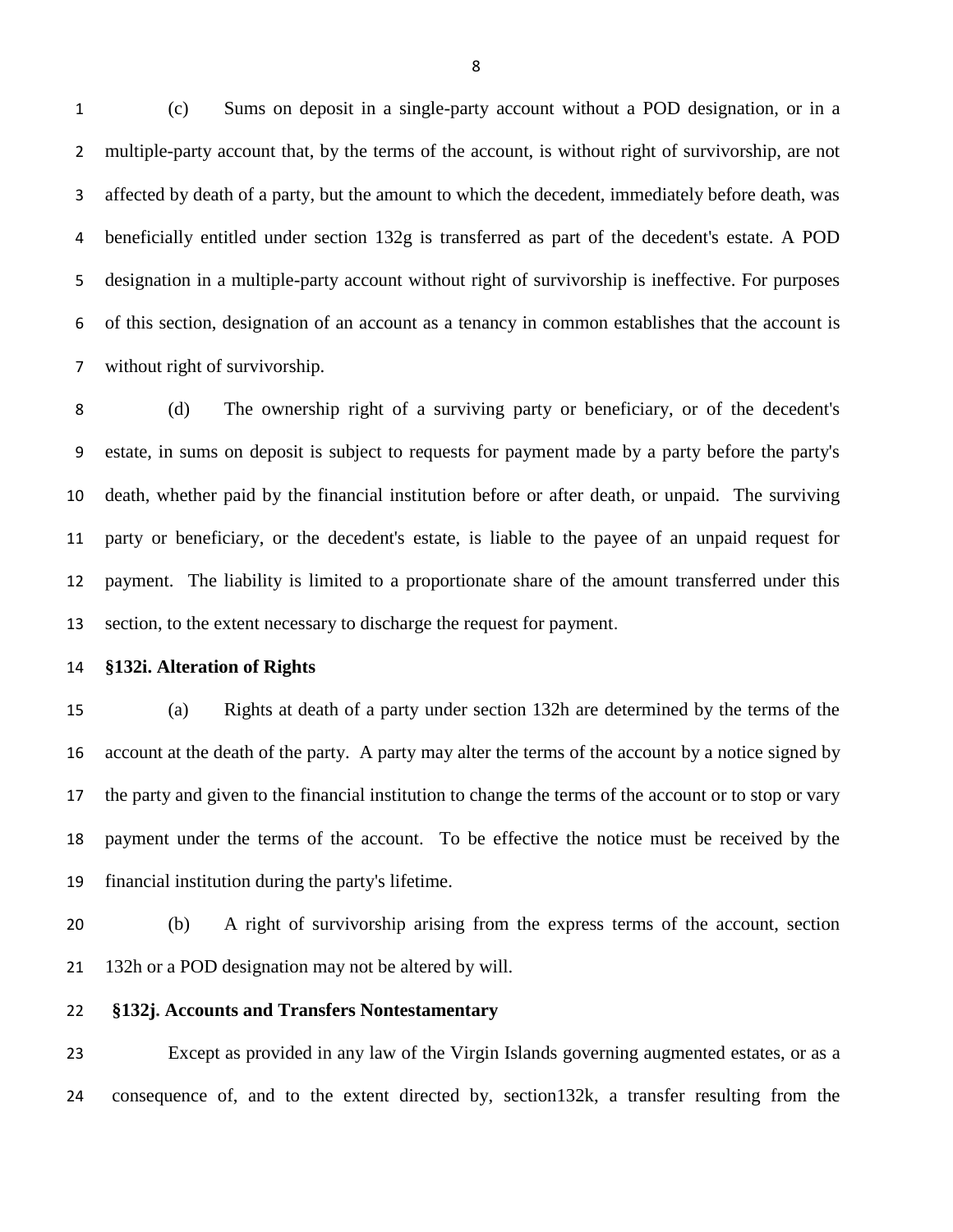(c) Sums on deposit in a single-party account without a POD designation, or in a multiple-party account that, by the terms of the account, is without right of survivorship, are not affected by death of a party, but the amount to which the decedent, immediately before death, was beneficially entitled under section 132g is transferred as part of the decedent's estate. A POD designation in a multiple-party account without right of survivorship is ineffective. For purposes of this section, designation of an account as a tenancy in common establishes that the account is without right of survivorship.

(d) The ownership right of a surviving party or beneficiary, or of the decedent's estate, in sums on deposit is subject to requests for payment made by a party before the party's death, whether paid by the financial institution before or after death, or unpaid. The surviving party or beneficiary, or the decedent's estate, is liable to the payee of an unpaid request for payment. The liability is limited to a proportionate share of the amount transferred under this section, to the extent necessary to discharge the request for payment.

**§132i. Alteration of Rights**

(a) Rights at death of a party under section 132h are determined by the terms of the account at the death of the party. A party may alter the terms of the account by a notice signed by the party and given to the financial institution to change the terms of the account or to stop or vary payment under the terms of the account. To be effective the notice must be received by the financial institution during the party's lifetime.

(b) A right of survivorship arising from the express terms of the account, section 132h or a POD designation may not be altered by will.

**§132j. Accounts and Transfers Nontestamentary**

Except as provided in any law of the Virgin Islands governing augmented estates, or as a consequence of, and to the extent directed by, section132k, a transfer resulting from the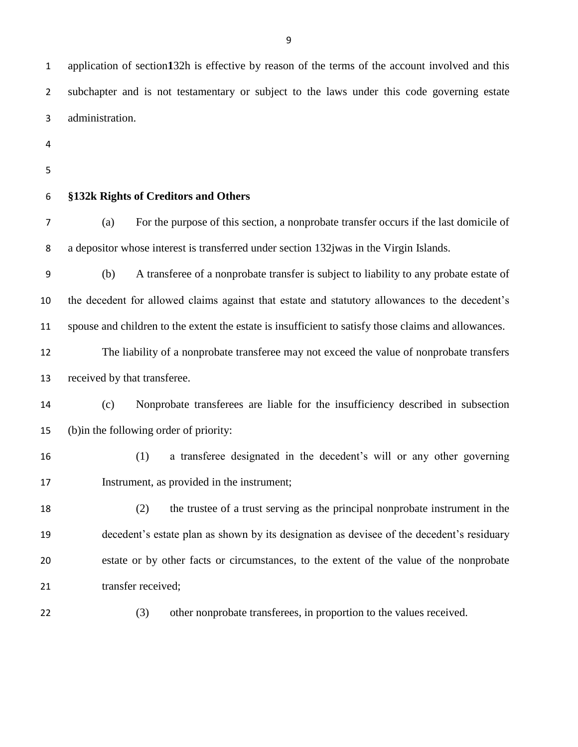application of section132h is effective by reason of the terms of the account involved and this subchapter and is not testamentary or subject to the laws under this code governing estate administration.

**§132k Rights of Creditors and Others**

(a) For the purpose of this section, a nonprobate transfer occurs if the last domicile of a depositor whose interest is transferred under section 132jwas in the Virgin Islands.

(b) A transferee of a nonprobate transfer is subject to liability to any probate estate of the decedent for allowed claims against that estate and statutory allowances to the decedent's spouse and children to the extent the estate is insufficient to satisfy those claims and allowances.

The liability of a nonprobate transferee may not exceed the value of nonprobate transfers received by that transferee.

(c) Nonprobate transferees are liable for the insufficiency described in subsection (b)in the following order of priority:

(1) a transferee designated in the decedent's will or any other governing Instrument, as provided in the instrument;

(2) the trustee of a trust serving as the principal nonprobate instrument in the decedent's estate plan as shown by its designation as devisee of the decedent's residuary estate or by other facts or circumstances, to the extent of the value of the nonprobate transfer received;

(3) other nonprobate transferees, in proportion to the values received.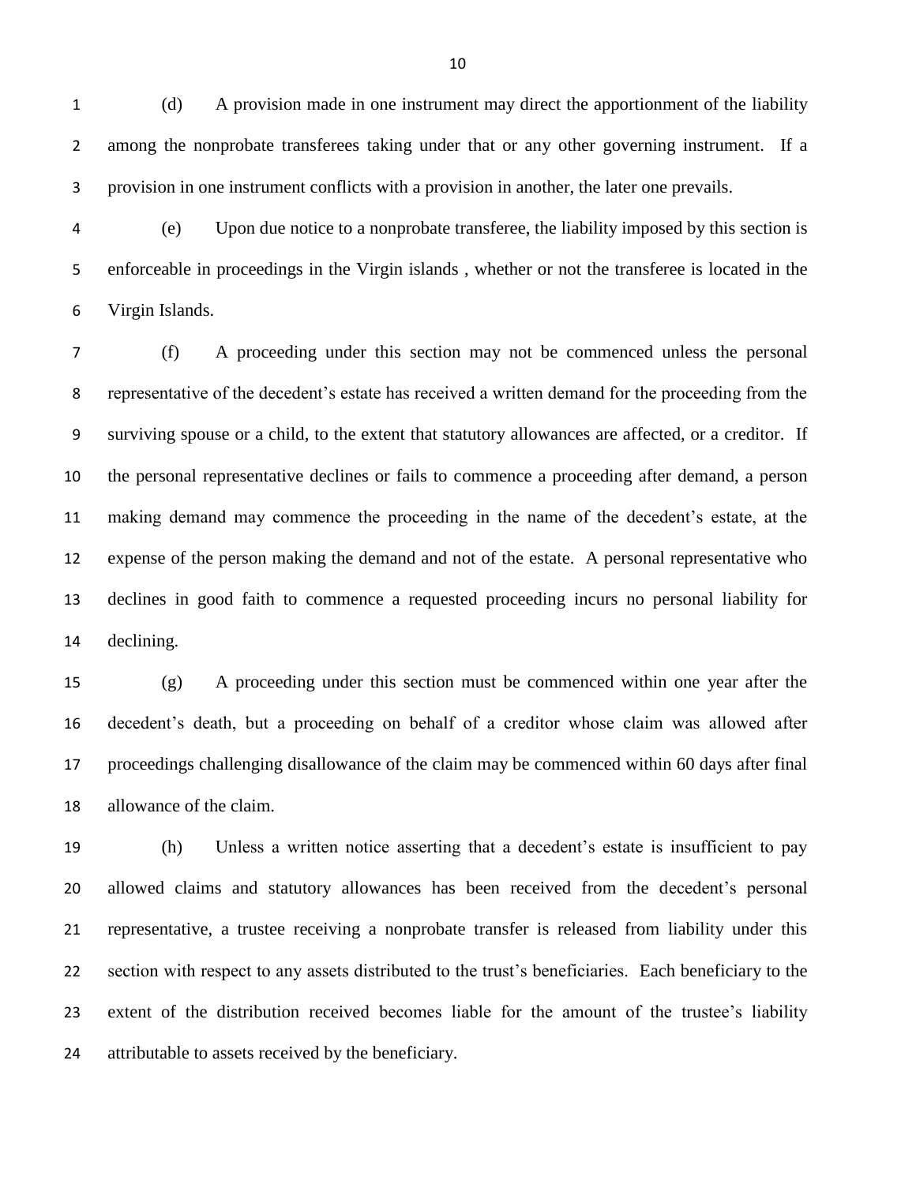(d) A provision made in one instrument may direct the apportionment of the liability among the nonprobate transferees taking under that or any other governing instrument. If a provision in one instrument conflicts with a provision in another, the later one prevails.

(e) Upon due notice to a nonprobate transferee, the liability imposed by this section is enforceable in proceedings in the Virgin islands , whether or not the transferee is located in the Virgin Islands.

(f) A proceeding under this section may not be commenced unless the personal representative of the decedent's estate has received a written demand for the proceeding from the surviving spouse or a child, to the extent that statutory allowances are affected, or a creditor. If the personal representative declines or fails to commence a proceeding after demand, a person making demand may commence the proceeding in the name of the decedent's estate, at the expense of the person making the demand and not of the estate. A personal representative who declines in good faith to commence a requested proceeding incurs no personal liability for declining.

(g) A proceeding under this section must be commenced within one year after the decedent's death, but a proceeding on behalf of a creditor whose claim was allowed after proceedings challenging disallowance of the claim may be commenced within 60 days after final allowance of the claim.

(h) Unless a written notice asserting that a decedent's estate is insufficient to pay allowed claims and statutory allowances has been received from the decedent's personal representative, a trustee receiving a nonprobate transfer is released from liability under this section with respect to any assets distributed to the trust's beneficiaries. Each beneficiary to the extent of the distribution received becomes liable for the amount of the trustee's liability attributable to assets received by the beneficiary.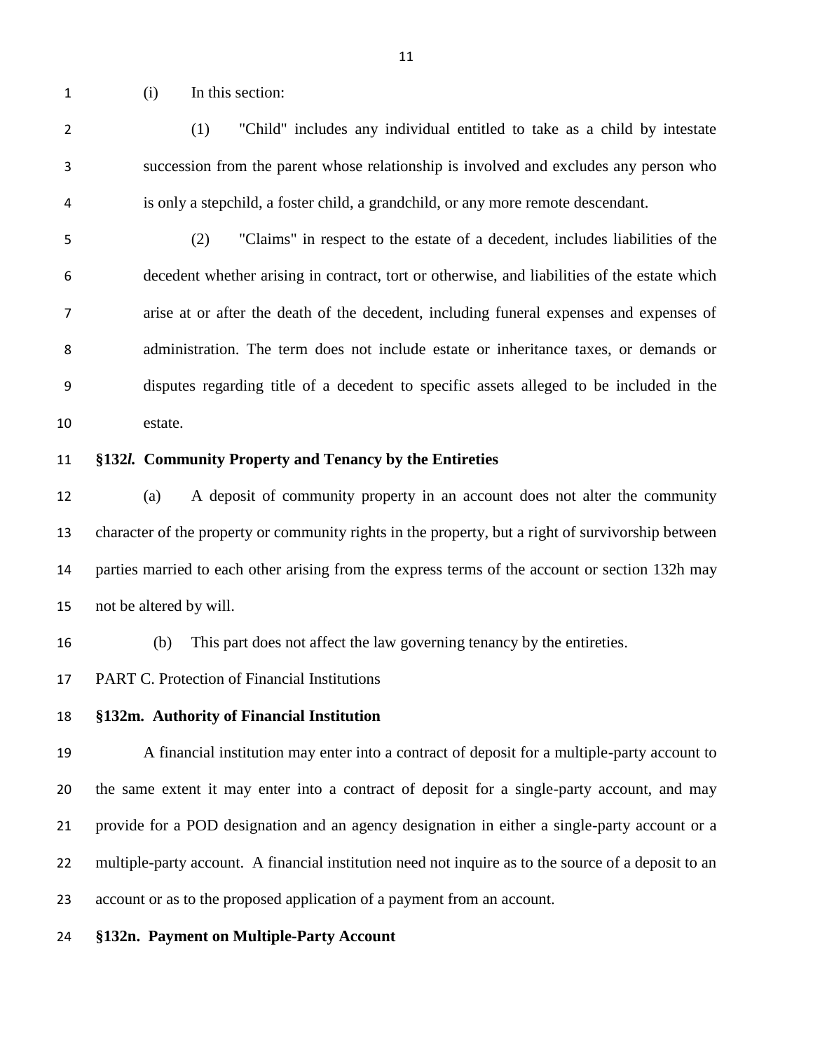(i) In this section:

(1) "Child" includes any individual entitled to take as a child by intestate succession from the parent whose relationship is involved and excludes any person who is only a stepchild, a foster child, a grandchild, or any more remote descendant.

(2) "Claims" in respect to the estate of a decedent, includes liabilities of the decedent whether arising in contract, tort or otherwise, and liabilities of the estate which arise at or after the death of the decedent, including funeral expenses and expenses of administration. The term does not include estate or inheritance taxes, or demands or disputes regarding title of a decedent to specific assets alleged to be included in the estate.

**§132*l*. Community Property and Tenancy by the Entireties**

(a) A deposit of community property in an account does not alter the community character of the property or community rights in the property, but a right of survivorship between parties married to each other arising from the express terms of the account or section 132h may not be altered by will.

(b) This part does not affect the law governing tenancy by the entireties.

PART C. Protection of Financial Institutions

**§132m. Authority of Financial Institution**

A financial institution may enter into a contract of deposit for a multiple-party account to the same extent it may enter into a contract of deposit for a single-party account, and may provide for a POD designation and an agency designation in either a single-party account or a multiple-party account. A financial institution need not inquire as to the source of a deposit to an account or as to the proposed application of a payment from an account.

**§132n. Payment on Multiple-Party Account**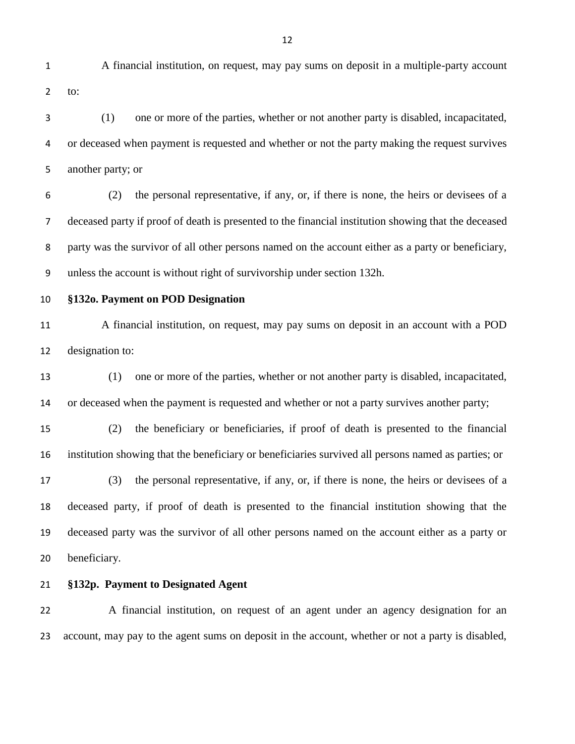A financial institution, on request, may pay sums on deposit in a multiple-party account to:

(1) one or more of the parties, whether or not another party is disabled, incapacitated, or deceased when payment is requested and whether or not the party making the request survives another party; or

(2) the personal representative, if any, or, if there is none, the heirs or devisees of a deceased party if proof of death is presented to the financial institution showing that the deceased party was the survivor of all other persons named on the account either as a party or beneficiary, unless the account is without right of survivorship under section 132h.

**§132o. Payment on POD Designation**

A financial institution, on request, may pay sums on deposit in an account with a POD designation to:

(1) one or more of the parties, whether or not another party is disabled, incapacitated, or deceased when the payment is requested and whether or not a party survives another party;

(2) the beneficiary or beneficiaries, if proof of death is presented to the financial institution showing that the beneficiary or beneficiaries survived all persons named as parties; or

(3) the personal representative, if any, or, if there is none, the heirs or devisees of a deceased party, if proof of death is presented to the financial institution showing that the deceased party was the survivor of all other persons named on the account either as a party or beneficiary.

**§132p. Payment to Designated Agent**

A financial institution, on request of an agent under an agency designation for an account, may pay to the agent sums on deposit in the account, whether or not a party is disabled,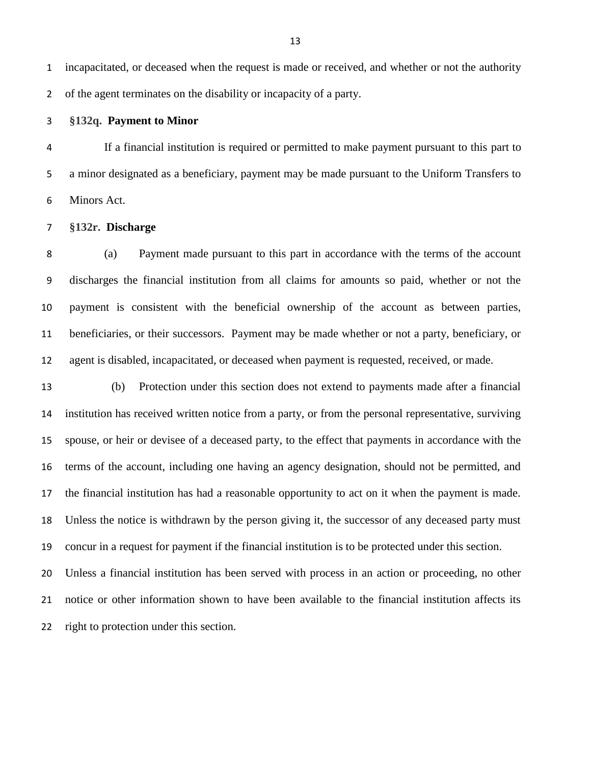incapacitated, or deceased when the request is made or received, and whether or not the authority of the agent terminates on the disability or incapacity of a party.

**§132q. Payment to Minor**

If a financial institution is required or permitted to make payment pursuant to this part to a minor designated as a beneficiary, payment may be made pursuant to the Uniform Transfers to Minors Act.

**§132r. Discharge**

(a) Payment made pursuant to this part in accordance with the terms of the account discharges the financial institution from all claims for amounts so paid, whether or not the payment is consistent with the beneficial ownership of the account as between parties, beneficiaries, or their successors. Payment may be made whether or not a party, beneficiary, or agent is disabled, incapacitated, or deceased when payment is requested, received, or made.

(b) Protection under this section does not extend to payments made after a financial institution has received written notice from a party, or from the personal representative, surviving spouse, or heir or devisee of a deceased party, to the effect that payments in accordance with the terms of the account, including one having an agency designation, should not be permitted, and the financial institution has had a reasonable opportunity to act on it when the payment is made. Unless the notice is withdrawn by the person giving it, the successor of any deceased party must concur in a request for payment if the financial institution is to be protected under this section. Unless a financial institution has been served with process in an action or proceeding, no other notice or other information shown to have been available to the financial institution affects its right to protection under this section.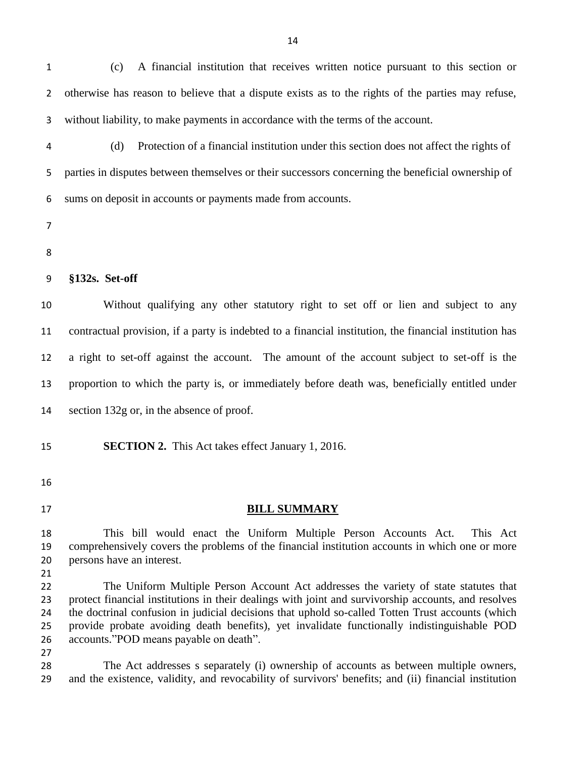(c) A financial institution that receives written notice pursuant to this section or otherwise has reason to believe that a dispute exists as to the rights of the parties may refuse, without liability, to make payments in accordance with the terms of the account.

(d) Protection of a financial institution under this section does not affect the rights of parties in disputes between themselves or their successors concerning the beneficial ownership of sums on deposit in accounts or payments made from accounts.

**§132s. Set-off**

Without qualifying any other statutory right to set off or lien and subject to any contractual provision, if a party is indebted to a financial institution, the financial institution has a right to set-off against the account. The amount of the account subject to set-off is the proportion to which the party is, or immediately before death was, beneficially entitled under section 132g or, in the absence of proof.

**SECTION 2.** This Act takes effect January 1, 2016.

## BILL SUMMARY

This bill would enact the Uniform Multiple Person Accounts Act. This Act comprehensively covers the problems of the financial institution accounts in which one or more persons have an interest.

The Uniform Multiple Person Account Act addresses the variety of state statutes that protect financial institutions in their dealings with joint and survivorship accounts, and resolves the doctrinal confusion in judicial decisions that uphold so-called Totten Trust accounts (which provide probate avoiding death benefits), yet invalidate functionally indistinguishable POD accounts."POD means payable on death".

The Act addresses s separately (i) ownership of accounts as between multiple owners, and the existence, validity, and revocability of survivors' benefits; and (ii) financial institution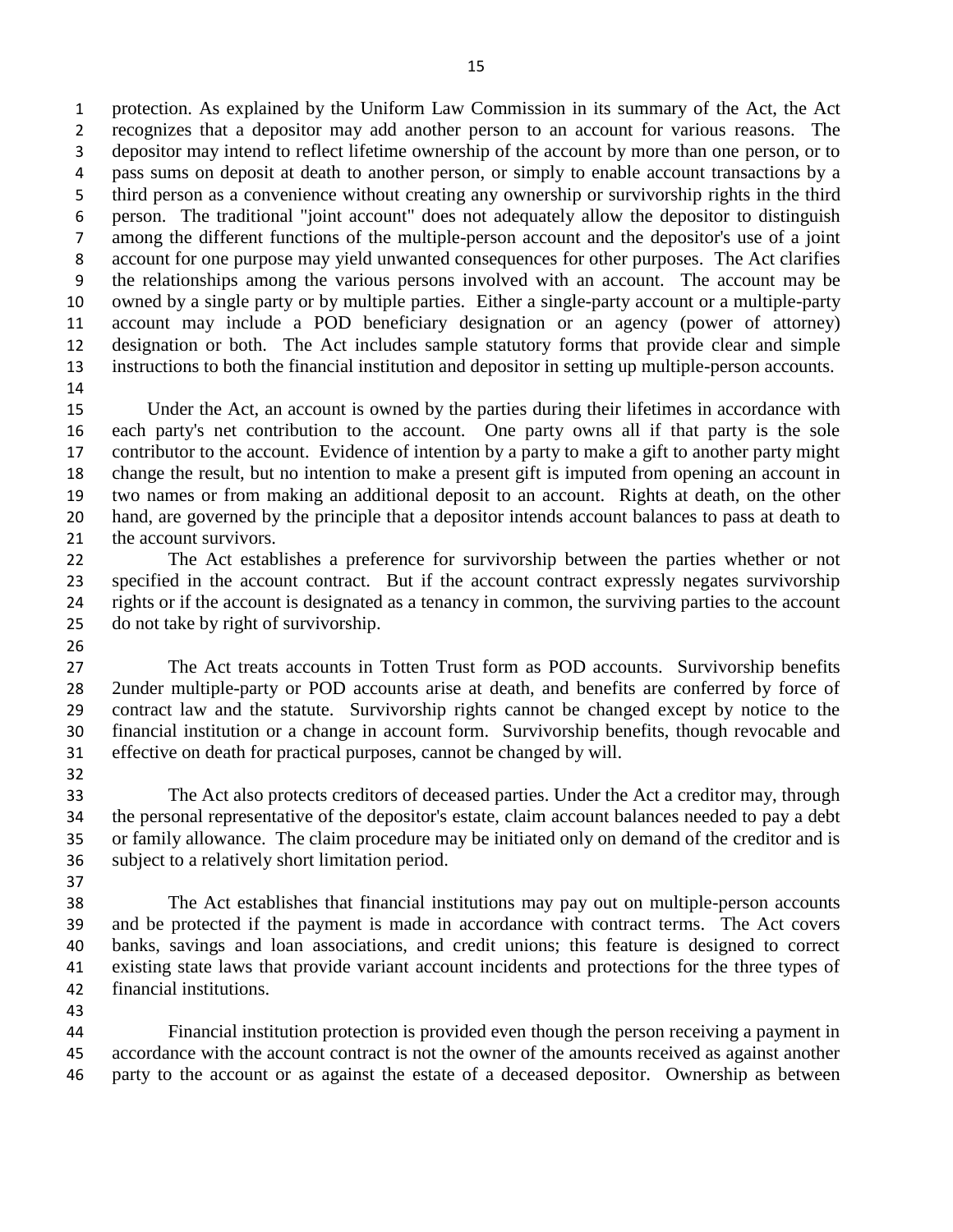protection. As explained by the Uniform Law Commission in its summary of the Act, the Act recognizes that a depositor may add another person to an account for various reasons. The depositor may intend to reflect lifetime ownership of the account by more than one person, or to pass sums on deposit at death to another person, or simply to enable account transactions by a third person as a convenience without creating any ownership or survivorship rights in the third person. The traditional "joint account" does not adequately allow the depositor to distinguish among the different functions of the multiple-person account and the depositor's use of a joint account for one purpose may yield unwanted consequences for other purposes. The Act clarifies the relationships among the various persons involved with an account. The account may be owned by a single party or by multiple parties. Either a single-party account or a multiple-party account may include a POD beneficiary designation or an agency (power of attorney) designation or both. The Act includes sample statutory forms that provide clear and simple instructions to both the financial institution and depositor in setting up multiple-person accounts.

Under the Act, an account is owned by the parties during their lifetimes in accordance with each party's net contribution to the account. One party owns all if that party is the sole contributor to the account. Evidence of intention by a party to make a gift to another party might change the result, but no intention to make a present gift is imputed from opening an account in two names or from making an additional deposit to an account. Rights at death, on the other hand, are governed by the principle that a depositor intends account balances to pass at death to the account survivors.

The Act establishes a preference for survivorship between the parties whether or not specified in the account contract. But if the account contract expressly negates survivorship rights or if the account is designated as a tenancy in common, the surviving parties to the account do not take by right of survivorship.

The Act treats accounts in Totten Trust form as POD accounts. Survivorship benefits 2under multiple-party or POD accounts arise at death, and benefits are conferred by force of contract law and the statute. Survivorship rights cannot be changed except by notice to the financial institution or a change in account form. Survivorship benefits, though revocable and effective on death for practical purposes, cannot be changed by will.

The Act also protects creditors of deceased parties. Under the Act a creditor may, through the personal representative of the depositor's estate, claim account balances needed to pay a debt or family allowance. The claim procedure may be initiated only on demand of the creditor and is subject to a relatively short limitation period.

The Act establishes that financial institutions may pay out on multiple-person accounts and be protected if the payment is made in accordance with contract terms. The Act covers banks, savings and loan associations, and credit unions; this feature is designed to correct existing state laws that provide variant account incidents and protections for the three types of financial institutions.

Financial institution protection is provided even though the person receiving a payment in accordance with the account contract is not the owner of the amounts received as against another party to the account or as against the estate of a deceased depositor. Ownership as between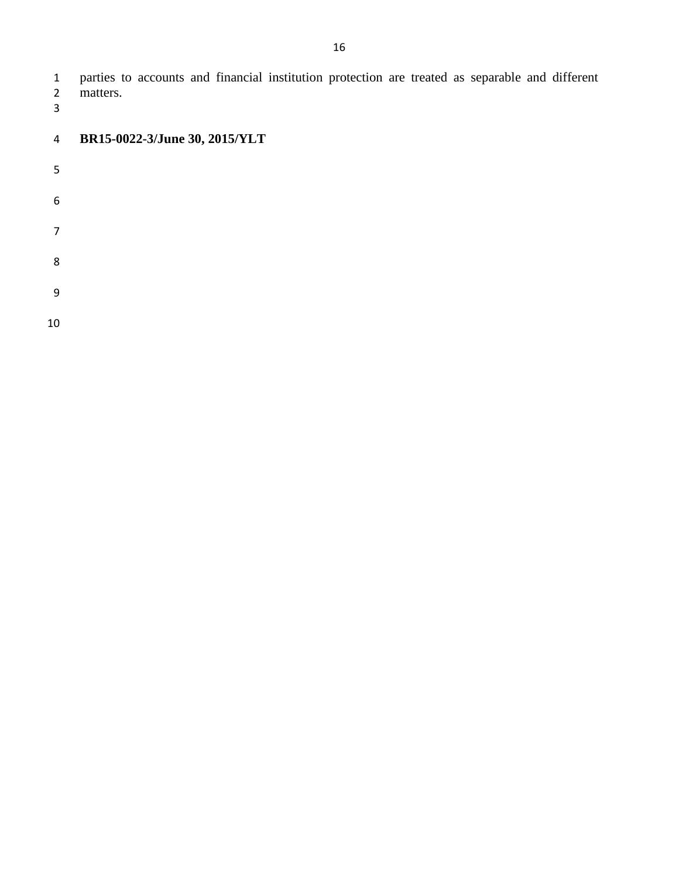parties to accounts and financial institution protection are treated as separable and different matters.

**BR15-0022-3/June 30, 2015/YLT**